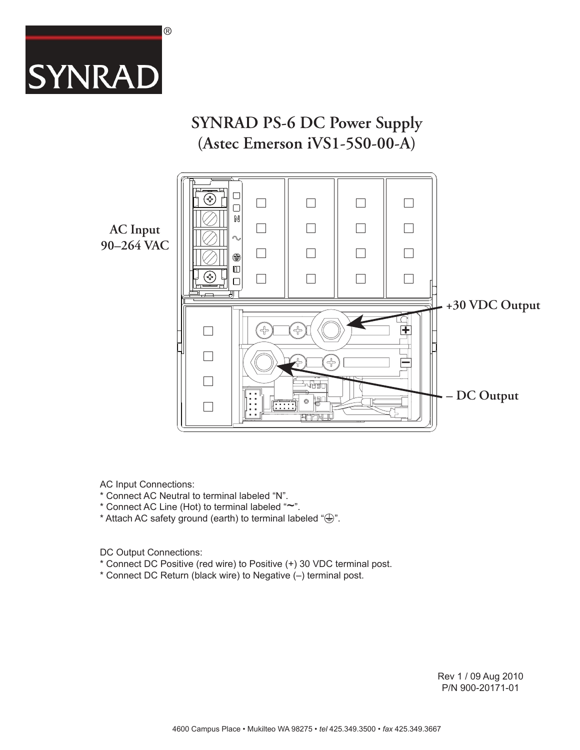SYNRAD®

# SYNRAD PS-6 DC Power Supply
# (Astec Emerson iVS1-5S0-00-A)

AC Input
90–264 VAC

+30 VDC Output

– DC Output

AC Input Connections:

* Connect AC Neutral to terminal labeled "N".
* Connect AC Line (Hot) to terminal labeled "∼".
* Attach AC safety ground (earth) to terminal labeled "⏚".

DC Output Connections:

* Connect DC Positive (red wire) to Positive (+) 30 VDC terminal post.
* Connect DC Return (black wire) to Negative (–) terminal post.

Rev 1 / 09 Aug 2010
P/N 900-20171-01

4600 Campus Place • Mukilteo WA 98275 • *tel* 425.349.3500 • *fax* 425.349.3667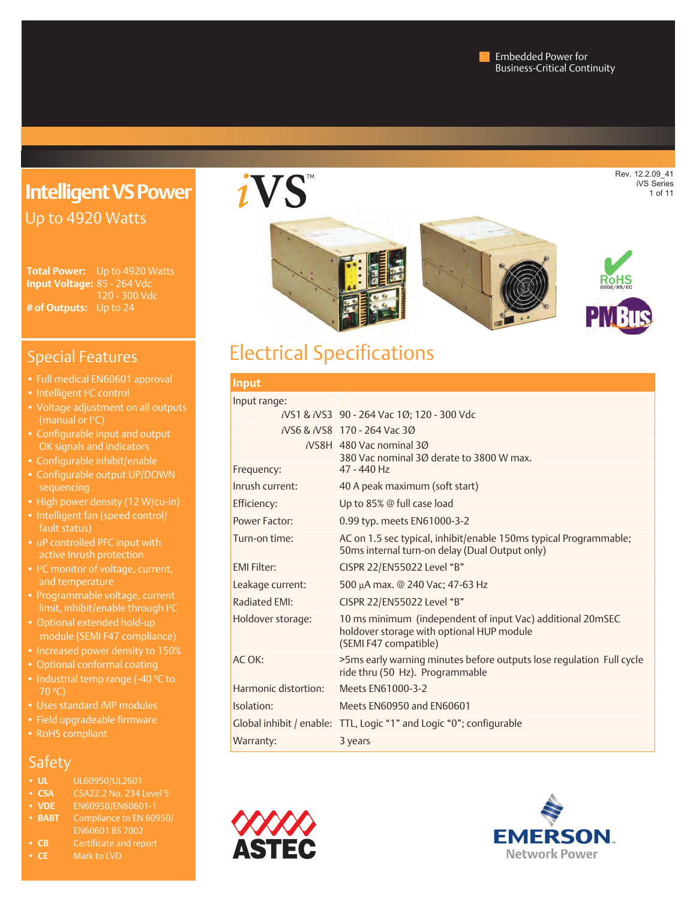Embedded Power for Business-Critical Continuity

Rev. 12.2.09_41
iVS Series

# Intelligent VS Power

## Up to 4920 Watts

**Total Power:** Up to 4920 Watts
**Input Voltage:** 85 - 264 Vdc
120 - 300 Vdc
**# of Outputs:** Up to 24

## Special Features

- Full medical EN60601 approval
- Intelligent I²C control
- Voltage adjustment on all outputs (manual or I²C)
- Configurable input and output OK signals and indicators
- Configurable inhibit/enable
- Configurable output UP/DOWN sequencing
- High power density (12 W/cu-in)
- Intelligent fan (speed control/ fault status)
- uP controlled PFC input with active Inrush protection
- I²C monitor of voltage, current, and temperature
- Programmable voltage, current limit, inhibit/enable through I²C
- Optional extended hold-up module (SEMI F47 compliance)
- Increased power density to 150%
- Optional conformal coating
- Industrial temp range (-40 ºC to 70 ºC)
- Uses standard iMP modules
- Field upgradeable firmware
- RoHS compliant

## Safety

- **UL** UL60950/UL2601
- **CSA** CSA22.2 No. 234 Level 5
- **VDE** EN60950/EN60601-1
- **BABT** Compliance to EN 60950/ EN60601 BS 7002
- **CB** Certificate and report
- **CE** Mark to LVD

# iVS™

RoHS 2002/95/EC

PMBus

## Electrical Specifications

| Input | |
|---|---|
| Input range: | |
| iVS1 & iVS3 | 90 - 264 Vac 1Ø; 120 - 300 Vdc |
| iVS6 & iVS8 | 170 - 264 Vac 3Ø |
| iVS8H | 480 Vac nominal 3Ø<br>380 Vac nominal 3Ø derate to 3800 W max. |
| Frequency: | 47 - 440 Hz |
| Inrush current: | 40 A peak maximum (soft start) |
| Efficiency: | Up to 85% @ full case load |
| Power Factor: | 0.99 typ. meets EN61000-3-2 |
| Turn-on time: | AC on 1.5 sec typical, inhibit/enable 150ms typical Programmable; 50ms internal turn-on delay (Dual Output only) |
| EMI Filter: | CISPR 22/EN55022 Level "B" |
| Leakage current: | 500 µA max. @ 240 Vac; 47-63 Hz |
| Radiated EMI: | CISPR 22/EN55022 Level "B" |
| Holdover storage: | 10 ms minimum (independent of input Vac) additional 20mSEC holdover storage with optional HUP module (SEMI F47 compatible) |
| AC OK: | >5ms early warning minutes before outputs lose regulation Full cycle ride thru (50 Hz). Programmable |
| Harmonic distortion: | Meets EN61000-3-2 |
| Isolation: | Meets EN60950 and EN60601 |
| Global inhibit / enable: | TTL, Logic "1" and Logic "0"; configurable |
| Warranty: | 3 years |

ASTEC

EMERSON Network Power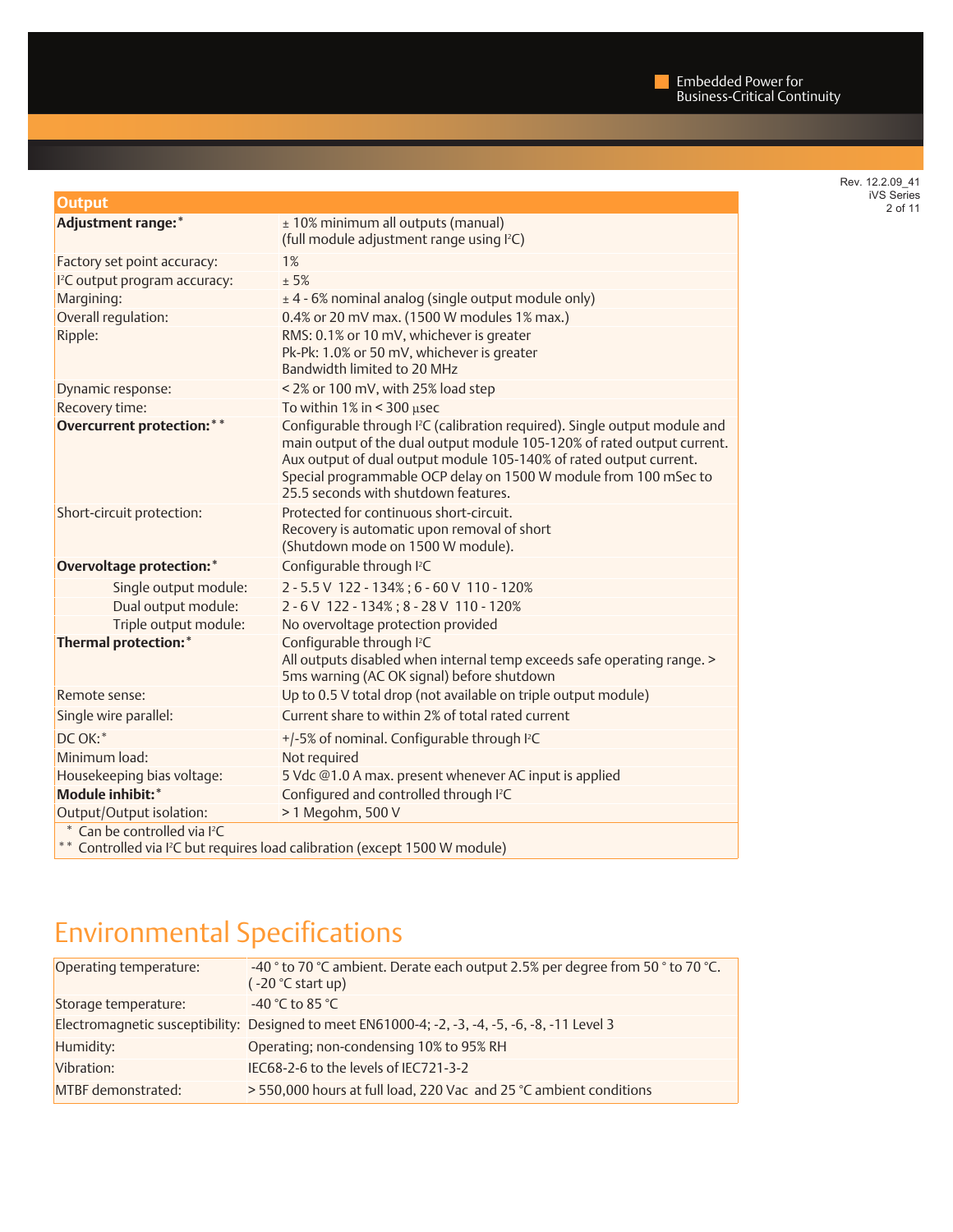| Output | |
|---|---|
| **Adjustment range:*** | ± 10% minimum all outputs (manual)<br>(full module adjustment range using I²C) |
| Factory set point accuracy: | 1% |
| I²C output program accuracy: | ± 5% |
| Margining: | ± 4 - 6% nominal analog (single output module only) |
| Overall regulation: | 0.4% or 20 mV max. (1500 W modules 1% max.) |
| Ripple: | RMS: 0.1% or 10 mV, whichever is greater<br>Pk-Pk: 1.0% or 50 mV, whichever is greater<br>Bandwidth limited to 20 MHz |
| Dynamic response: | < 2% or 100 mV, with 25% load step |
| Recovery time: | To within 1% in < 300 µsec |
| **Overcurrent protection:**** | Configurable through I²C (calibration required). Single output module and main output of the dual output module 105-120% of rated output current. Aux output of dual output module 105-140% of rated output current. Special programmable OCP delay on 1500 W module from 100 mSec to 25.5 seconds with shutdown features. |
| Short-circuit protection: | Protected for continuous short-circuit.<br>Recovery is automatic upon removal of short<br>(Shutdown mode on 1500 W module). |
| **Overvoltage protection:*** | Configurable through I²C |
| Single output module: | 2 - 5.5 V 122 - 134% ; 6 - 60 V 110 - 120% |
| Dual output module: | 2 - 6 V 122 - 134% ; 8 - 28 V 110 - 120% |
| Triple output module: | No overvoltage protection provided |
| **Thermal protection:*** | Configurable through I²C<br>All outputs disabled when internal temp exceeds safe operating range. > 5ms warning (AC OK signal) before shutdown |
| Remote sense: | Up to 0.5 V total drop (not available on triple output module) |
| Single wire parallel: | Current share to within 2% of total rated current |
| DC OK:* | +/-5% of nominal. Configurable through I²C |
| Minimum load: | Not required |
| Housekeeping bias voltage: | 5 Vdc @1.0 A max. present whenever AC input is applied |
| **Module inhibit:*** | Configured and controlled through I²C |
| Output/Output isolation: | > 1 Megohm, 500 V |

\* Can be controlled via I²C
\*\* Controlled via I²C but requires load calibration (except 1500 W module)

# Environmental Specifications

| | |
|---|---|
| Operating temperature: | -40 ° to 70 °C ambient. Derate each output 2.5% per degree from 50 ° to 70 °C. (-20 °C start up) |
| Storage temperature: | -40 °C to 85 °C |
| Electromagnetic susceptibility: | Designed to meet EN61000-4; -2, -3, -4, -5, -6, -8, -11 Level 3 |
| Humidity: | Operating; non-condensing 10% to 95% RH |
| Vibration: | IEC68-2-6 to the levels of IEC721-3-2 |
| MTBF demonstrated: | > 550,000 hours at full load, 220 Vac and 25 °C ambient conditions |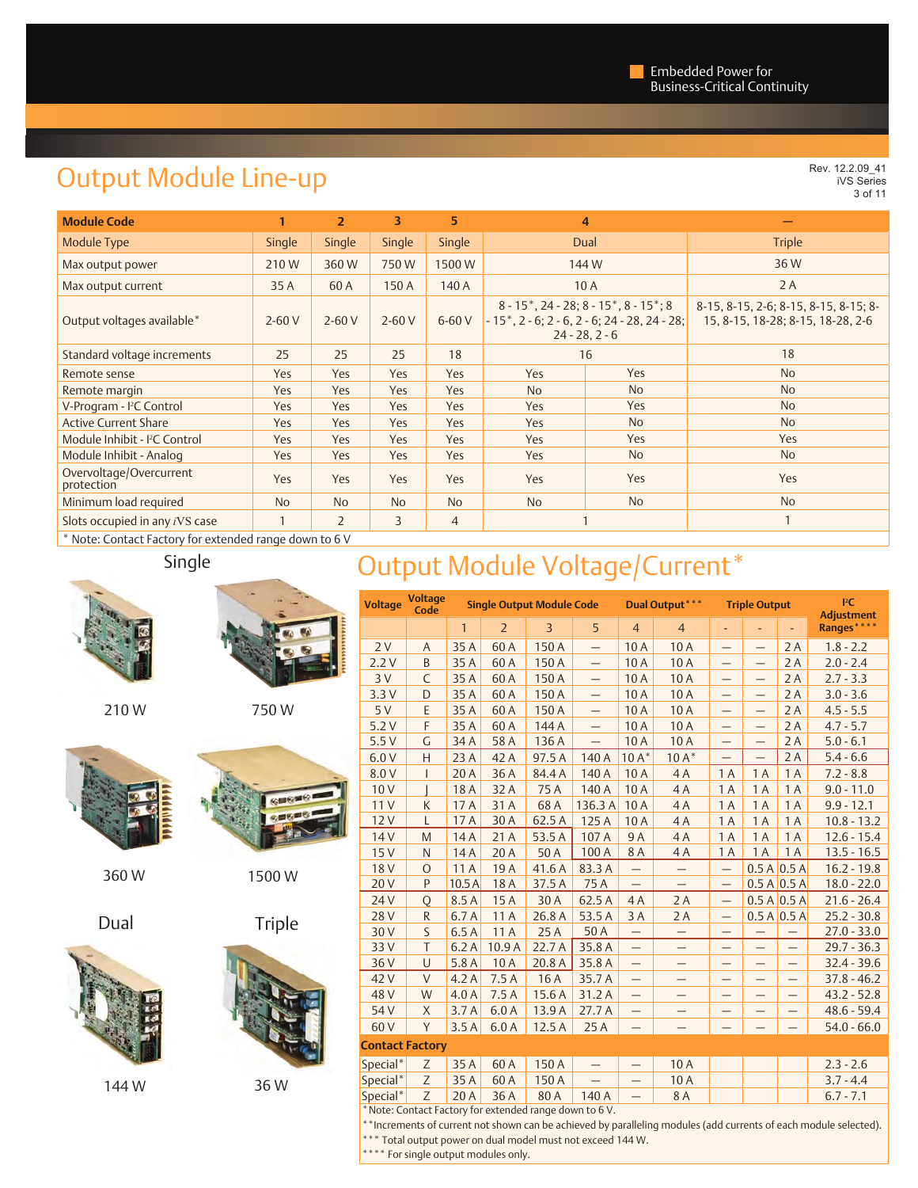Embedded Power for Business-Critical Continuity

# Output Module Line-up

Rev. 12.2.09_41
iVS Series

| Module Code | 1 | 2 | 3 | 5 | 4 | | — |
|---|---|---|---|---|---|---|---|
| Module Type | Single | Single | Single | Single | Dual | | Triple |
| Max output power | 210 W | 360 W | 750 W | 1500 W | 144 W | | 36 W |
| Max output current | 35 A | 60 A | 150 A | 140 A | 10 A | | 2 A |
| Output voltages available* | 2-60 V | 2-60 V | 2-60 V | 6-60 V | 8 - 15*, 24 - 28; 8 - 15*, 8 - 15*; 8 - 15*, 2 - 6; 2 - 6, 2 - 6; 24 - 28, 24 - 28; 24 - 28, 2 - 6 | | 8-15, 8-15, 2-6; 8-15, 8-15, 8-15; 8-15, 8-15, 18-28; 8-15, 18-28, 2-6 |
| Standard voltage increments | 25 | 25 | 25 | 18 | 16 | | 18 |
| Remote sense | Yes | Yes | Yes | Yes | Yes | Yes | No |
| Remote margin | Yes | Yes | Yes | Yes | No | No | No |
| V-Program - I²C Control | Yes | Yes | Yes | Yes | Yes | Yes | No |
| Active Current Share | Yes | Yes | Yes | Yes | Yes | No | No |
| Module Inhibit - I²C Control | Yes | Yes | Yes | Yes | Yes | Yes | Yes |
| Module Inhibit - Analog | Yes | Yes | Yes | Yes | Yes | No | No |
| Overvoltage/Overcurrent protection | Yes | Yes | Yes | Yes | Yes | Yes | Yes |
| Minimum load required | No | No | No | No | No | No | No |
| Slots occupied in any iVS case | 1 | 2 | 3 | 4 | 1 | | 1 |

* Note: Contact Factory for extended range down to 6 V

Single

210 W

750 W

360 W

1500 W

Dual

Triple

144 W

36 W

# Output Module Voltage/Current*

| Voltage | Voltage Code | Single Output Module Code | | | | Dual Output*** | | Triple Output | | | I²C Adjustment Ranges**** |
|---|---|---|---|---|---|---|---|---|---|---|---|
| | | 1 | 2 | 3 | 5 | 4 | 4 | - | - | - | |
| 2 V | A | 35 A | 60 A | 150 A | — | 10 A | 10 A | — | — | 2 A | 1.8 - 2.2 |
| 2.2 V | B | 35 A | 60 A | 150 A | — | 10 A | 10 A | — | — | 2 A | 2.0 - 2.4 |
| 3 V | C | 35 A | 60 A | 150 A | — | 10 A | 10 A | — | — | 2 A | 2.7 - 3.3 |
| 3.3 V | D | 35 A | 60 A | 150 A | — | 10 A | 10 A | — | — | 2 A | 3.0 - 3.6 |
| 5 V | E | 35 A | 60 A | 150 A | — | 10 A | 10 A | — | — | 2 A | 4.5 - 5.5 |
| 5.2 V | F | 35 A | 60 A | 144 A | — | 10 A | 10 A | — | — | 2 A | 4.7 - 5.7 |
| 5.5 V | G | 34 A | 58 A | 136 A | — | 10 A | 10 A | — | — | 2 A | 5.0 - 6.1 |
| 6.0 V | H | 23 A | 42 A | 97.5 A | 140 A | 10 A* | 10 A* | — | — | 2 A | 5.4 - 6.6 |
| 8.0 V | I | 20 A | 36 A | 84.4 A | 140 A | 10 A | 4 A | 1 A | 1 A | 1 A | 7.2 - 8.8 |
| 10 V | J | 18 A | 32 A | 75 A | 140 A | 10 A | 4 A | 1 A | 1 A | 1 A | 9.0 - 11.0 |
| 11 V | K | 17 A | 31 A | 68 A | 136.3 A | 10 A | 4 A | 1 A | 1 A | 1 A | 9.9 - 12.1 |
| 12 V | L | 17 A | 30 A | 62.5 A | 125 A | 10 A | 4 A | 1 A | 1 A | 1 A | 10.8 - 13.2 |
| 14 V | M | 14 A | 21 A | 53.5 A | 107 A | 9 A | 4 A | 1 A | 1 A | 1 A | 12.6 - 15.4 |
| 15 V | N | 14 A | 20 A | 50 A | 100 A | 8 A | 4 A | 1 A | 1 A | 1 A | 13.5 - 16.5 |
| 18 V | O | 11 A | 19 A | 41.6 A | 83.3 A | — | — | — | 0.5 A | 0.5 A | 16.2 - 19.8 |
| 20 V | P | 10.5 A | 18 A | 37.5 A | 75 A | — | — | — | 0.5 A | 0.5 A | 18.0 - 22.0 |
| 24 V | Q | 8.5 A | 15 A | 30 A | 62.5 A | 4 A | 2 A | — | 0.5 A | 0.5 A | 21.6 - 26.4 |
| 28 V | R | 6.7 A | 11 A | 26.8 A | 53.5 A | 3 A | 2 A | — | 0.5 A | 0.5 A | 25.2 - 30.8 |
| 30 V | S | 6.5 A | 11 A | 25 A | 50 A | — | — | — | — | — | 27.0 - 33.0 |
| 33 V | T | 6.2 A | 10.9 A | 22.7 A | 35.8 A | — | — | — | — | — | 29.7 - 36.3 |
| 36 V | U | 5.8 A | 10 A | 20.8 A | 35.8 A | — | — | — | — | — | 32.4 - 39.6 |
| 42 V | V | 4.2 A | 7.5 A | 16 A | 35.7 A | — | — | — | — | — | 37.8 - 46.2 |
| 48 V | W | 4.0 A | 7.5 A | 15.6 A | 31.2 A | — | — | — | — | — | 43.2 - 52.8 |
| 54 V | X | 3.7 A | 6.0 A | 13.9 A | 27.7 A | — | — | — | — | — | 48.6 - 59.4 |
| 60 V | Y | 3.5 A | 6.0 A | 12.5 A | 25 A | — | — | — | — | — | 54.0 - 66.0 |
| **Contact Factory** | | | | | | | | | | | |
| Special* | Z | 35 A | 60 A | 150 A | — | — | 10 A | | | | 2.3 - 2.6 |
| Special* | Z | 35 A | 60 A | 150 A | — | — | 10 A | | | | 3.7 - 4.4 |
| Special* | Z | 20 A | 36 A | 80 A | 140 A | — | 8 A | | | | 6.7 - 7.1 |

* Note: Contact Factory for extended range down to 6 V.

** Increments of current not shown can be achieved by paralleling modules (add currents of each module selected).

*** Total output power on dual model must not exceed 144 W.

**** For single output modules only.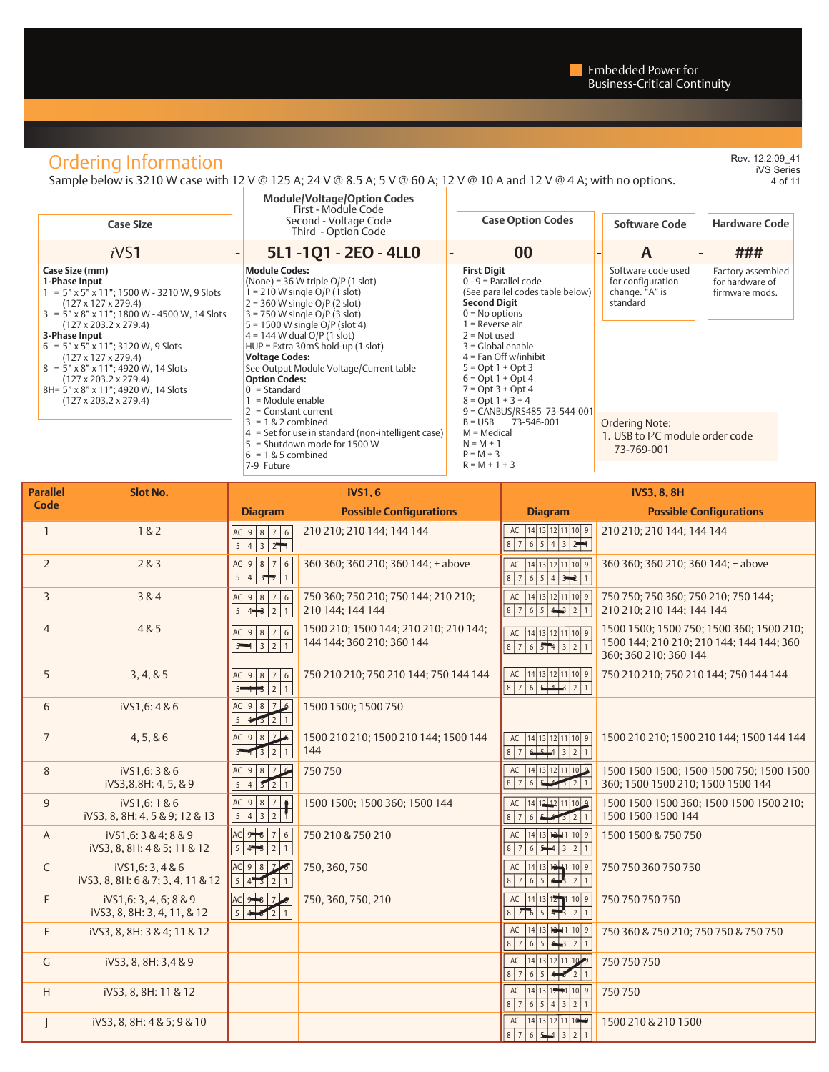Embedded Power for Business-Critical Continuity

## Ordering Information

Rev. 12.2.09_41
iVS Series

Sample below is 3210 W case with 12 V @ 125 A; 24 V @ 8.5 A; 5 V @ 60 A; 12 V @ 10 A and 12 V @ 4 A; with no options.

| Case Size | | Module/Voltage/Option Codes<br>First - Module Code<br>Second - Voltage Code<br>Third - Option Code | | Case Option Codes | | Software Code | | Hardware Code |
|---|---|---|---|---|---|---|---|---|
| *i*VS**1** | - | **5L1 -1Q1 - 2EO - 4LL0** | - | **00** | - | **A** | - | **###** |

**Case Size (mm)**

**1-Phase Input**
- 1 = 5" x 5" x 11"; 1500 W - 3210 W, 9 Slots (127 x 127 x 279.4)
- 3 = 5" x 8" x 11"; 1800 W - 4500 W, 14 Slots (127 x 203.2 x 279.4)

**3-Phase Input**
- 6 = 5" x 5" x 11"; 3120 W, 9 Slots (127 x 127 x 279.4)
- 8 = 5" x 8" x 11"; 4920 W, 14 Slots (127 x 203.2 x 279.4)
- 8H= 5" x 8" x 11"; 4920 W, 14 Slots (127 x 203.2 x 279.4)

**Module Codes:**
- (None) = 36 W triple O/P (1 slot)
- 1 = 210 W single O/P (1 slot)
- 2 = 360 W single O/P (2 slot)
- 3 = 750 W single O/P (3 slot)
- 5 = 1500 W single O/P (slot 4)
- 4 = 144 W dual O/P (1 slot)
- HUP = Extra 30mS hold-up (1 slot)

**Voltage Codes:**
See Output Module Voltage/Current table

**Option Codes:**
- 0 = Standard
- 1 = Module enable
- 2 = Constant current
- 3 = 1 & 2 combined
- 4 = Set for use in standard (non-intelligent case)
- 5 = Shutdown mode for 1500 W
- 6 = 1 & 5 combined
- 7-9 Future

**First Digit**
- 0 - 9 = Parallel code
- (See parallel codes table below)

**Second Digit**
- 0 = No options
- 1 = Reverse air
- 2 = Not used
- 3 = Global enable
- 4 = Fan Off w/inhibit
- 5 = Opt 1 + Opt 3
- 6 = Opt 1 + Opt 4
- 7 = Opt 3 + Opt 4
- 8 = Opt 1 + 3 + 4
- 9 = CANBUS/RS485 73-544-001
- B = USB 73-546-001
- M = Medical
- N = M + 1
- P = M + 3
- R = M + 1 + 3

**Software Code:** Software code used for configuration change. "A" is standard

**Hardware Code:** Factory assembled for hardware of firmware mods.

Ordering Note:
1. USB to I2C module order code 73-769-001

| Parallel Code | Slot No. | iVS1, 6 Diagram | iVS1, 6 Possible Configurations | iVS3, 8, 8H Diagram | iVS3, 8, 8H Possible Configurations |
|---|---|---|---|---|---|
| 1 | 1 & 2 | | 210 210; 210 144; 144 144 | | 210 210; 210 144; 144 144 |
| 2 | 2 & 3 | | 360 360; 360 210; 360 144; + above | | 360 360; 360 210; 360 144; + above |
| 3 | 3 & 4 | | 750 360; 750 210; 750 144; 210 210; 210 144; 144 144 | | 750 750; 750 360; 750 210; 750 144; 210 210; 210 144; 144 144 |
| 4 | 4 & 5 | | 1500 210; 1500 144; 210 210; 210 144; 144 144; 360 210; 360 144 | | 1500 1500; 1500 750; 1500 360; 1500 210; 1500 144; 210 210; 210 144; 144 144; 360 360; 360 210; 360 144 |
| 5 | 3, 4, & 5 | | 750 210 210; 750 210 144; 750 144 144 | | 750 210 210; 750 210 144; 750 144 144 |
| 6 | iVS1,6: 4 & 6 | | 1500 1500; 1500 750 | | |
| 7 | 4, 5, & 6 | | 1500 210 210; 1500 210 144; 1500 144 144 | | 1500 210 210; 1500 210 144; 1500 144 144 |
| 8 | iVS1,6: 3 & 6<br>iVS3,8,8H: 4, 5, & 9 | | 750 750 | | 1500 1500 1500; 1500 1500 750; 1500 1500 360; 1500 1500 210; 1500 1500 144 |
| 9 | iVS1,6: 1 & 6<br>iVS3, 8, 8H: 4, 5 & 9; 12 & 13 | | 1500 1500; 1500 360; 1500 144 | | 1500 1500 1500 360; 1500 1500 1500 210; 1500 1500 1500 144 |
| A | iVS1,6: 3 & 4; 8 & 9<br>iVS3, 8, 8H: 4 & 5; 11 & 12 | | 750 210 & 750 210 | | 1500 1500 & 750 750 |
| C | iVS1,6: 3, 4 & 6<br>iVS3, 8, 8H: 6 & 7; 3, 4, 11 & 12 | | 750, 360, 750 | | 750 750 360 750 750 |
| E | iVS1,6: 3, 4, 6; 8 & 9<br>iVS3, 8, 8H: 3, 4, 11, & 12 | | 750, 360, 750, 210 | | 750 750 750 750 |
| F | iVS3, 8, 8H: 3 & 4; 11 & 12 | | | | 750 360 & 750 210; 750 750 & 750 750 |
| G | iVS3, 8, 8H: 3,4 & 9 | | | | 750 750 750 |
| H | iVS3, 8, 8H: 11 & 12 | | | | 750 750 |
| J | iVS3, 8, 8H: 4 & 5; 9 & 10 | | | | 1500 210 & 210 1500 |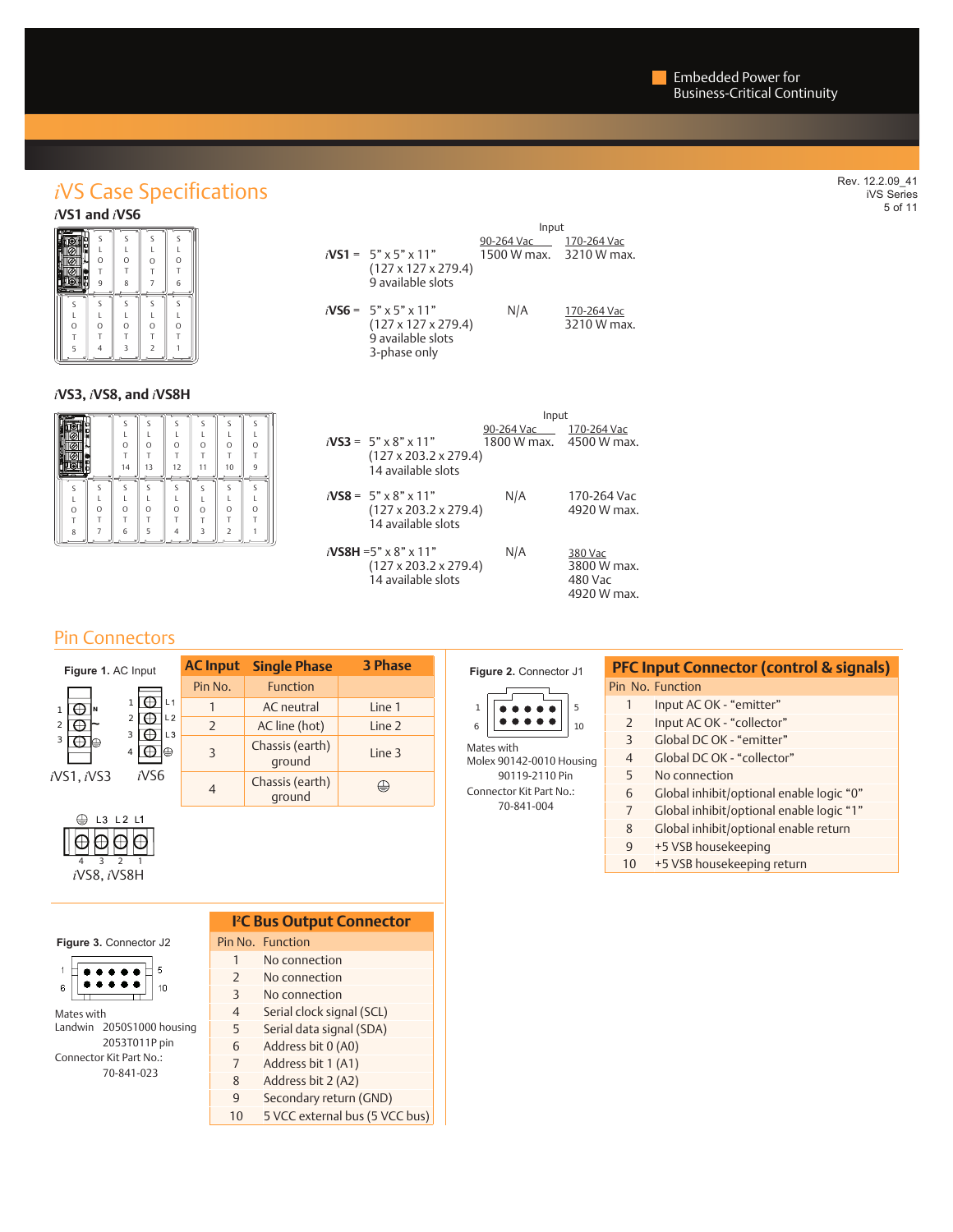## *i*VS Case Specifications

### *i*VS1 and *i*VS6

| | | Input | |
|---|---|---|---|
| | | 90-264 Vac | 170-264 Vac |
| ***i*VS1** = | 5" x 5" x 11" (127 x 127 x 279.4) 9 available slots | 1500 W max. | 3210 W max. |
| ***i*VS6** = | 5" x 5" x 11" (127 x 127 x 279.4) 9 available slots 3-phase only | N/A | 170-264 Vac 3210 W max. |

### *i*VS3, *i*VS8, and *i*VS8H

| | | Input | |
|---|---|---|---|
| | | 90-264 Vac | 170-264 Vac |
| ***i*VS3** = | 5" x 8" x 11" (127 x 203.2 x 279.4) 14 available slots | 1800 W max. | 4500 W max. |
| ***i*VS8** = | 5" x 8" x 11" (127 x 203.2 x 279.4) 14 available slots | N/A | 170-264 Vac 4920 W max. |
| ***i*VS8H** = | 5" x 8" x 11" (127 x 203.2 x 279.4) 14 available slots | N/A | 380 Vac 3800 W max. 480 Vac 4920 W max. |

## Pin Connectors

**Figure 1.** AC Input

*i*VS1, *i*VS3 &nbsp;&nbsp; *i*VS6 &nbsp;&nbsp; *i*VS8, *i*VS8H

| AC Input | Single Phase | 3 Phase |
|---|---|---|
| Pin No. | Function | |
| 1 | AC neutral | Line 1 |
| 2 | AC line (hot) | Line 2 |
| 3 | Chassis (earth) ground | Line 3 |
| 4 | Chassis (earth) ground | ⏚ |

**Figure 2.** Connector J1

Mates with
Molex 90142-0010 Housing
90119-2110 Pin
Connector Kit Part No.:
70-841-004

| PFC Input Connector (control & signals) | |
|---|---|
| Pin No. | Function |
| 1 | Input AC OK - "emitter" |
| 2 | Input AC OK - "collector" |
| 3 | Global DC OK - "emitter" |
| 4 | Global DC OK - "collector" |
| 5 | No connection |
| 6 | Global inhibit/optional enable logic "0" |
| 7 | Global inhibit/optional enable logic "1" |
| 8 | Global inhibit/optional enable return |
| 9 | +5 VSB housekeeping |
| 10 | +5 VSB housekeeping return |

**Figure 3.** Connector J2

Mates with
Landwin 2050S1000 housing
2053T011P pin
Connector Kit Part No.:
70-841-023

| I²C Bus Output Connector | |
|---|---|
| Pin No. | Function |
| 1 | No connection |
| 2 | No connection |
| 3 | No connection |
| 4 | Serial clock signal (SCL) |
| 5 | Serial data signal (SDA) |
| 6 | Address bit 0 (A0) |
| 7 | Address bit 1 (A1) |
| 8 | Address bit 2 (A2) |
| 9 | Secondary return (GND) |
| 10 | 5 VCC external bus (5 VCC bus) |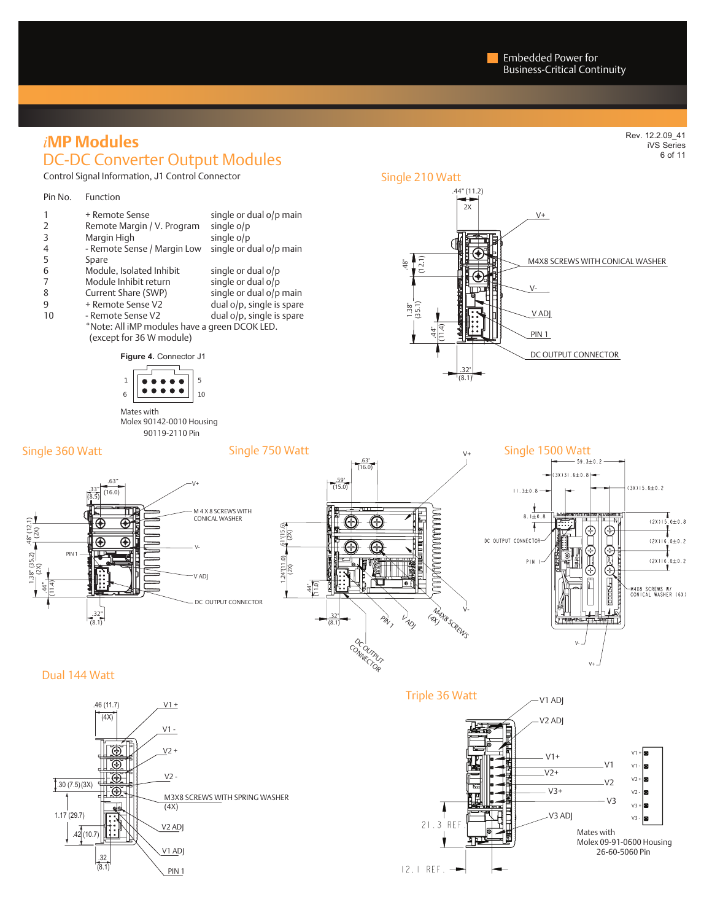# *i*MP Modules

## DC-DC Converter Output Modules

Control Signal Information, J1 Control Connector

| Pin No. | Function | |
|---|---|---|
| 1 | + Remote Sense | single or dual o/p main |
| 2 | Remote Margin / V. Program | single o/p |
| 3 | Margin High | single o/p |
| 4 | - Remote Sense / Margin Low | single or dual o/p main |
| 5 | Spare | |
| 6 | Module, Isolated Inhibit | single or dual o/p |
| 7 | Module Inhibit return | single or dual o/p |
| 8 | Current Share (SWP) | single or dual o/p main |
| 9 | + Remote Sense V2 | dual o/p, single is spare |
| 10 | - Remote Sense V2 | dual o/p, single is spare |

*Note: All iMP modules have a green DCOK LED. (except for 36 W module)

**Figure 4.** Connector J1

Mates with Molex 90142-0010 Housing 90119-2110 Pin

### Single 210 Watt

.44" (11.2) 2X; .48" (12.1); 1.38" (35.1); .44" (11.4); .32" (8.1)

V+; M4X8 SCREWS WITH CONICAL WASHER; V-; V ADJ; PIN 1; DC OUTPUT CONNECTOR

### Single 360 Watt

.63"; .33" (16.0) (8.5); .48" (12.1) (2X); 1.38" (35.2) (2X); .44" (11.4); .32" (8.1)

V+; M 4 X 8 SCREWS WITH CONICAL WASHER; V-; PIN 1; V ADJ; DC OUTPUT CONNECTOR

### Single 750 Watt

.63" (16.0); .59" (15.0); .61"(15.6) (2X); 1.24"(11.0) (2X); .44" (11.0); .32" (8.1)

V+; V-; PIN 1; V ADJ; M4X8 SCREWS (4X); DC OUTPUT CONNECTOR

### Single 1500 Watt

59.3±0.2; (3X)31.6±0.8; (3X)15.6±0.2; 11.3±0.8; 8.1±0.8; (2X)15.0±0.8; (2X)16.0±0.2; (2X)16.0±0.2

DC OUTPUT CONNECTOR; PIN 1; M4X8 SCREWS W/ CONICAL WASHER (6X); V-; V+

### Dual 144 Watt

.46 (11.7) (4X); .30 (7.5)(3X); 1.17 (29.7); .42 (10.7); .32 (8.1)

V1 +; V1 -; V2 +; V2 -; M3X8 SCREWS WITH SPRING WASHER (4X); V2 ADJ; V1 ADJ; PIN 1

### Triple 36 Watt

V1 ADJ; V2 ADJ; V1+; V2+; V3+; V1; V2; V3; V3 ADJ; 21.3 REF.; 12.1 REF.

V1 +; V1 -; V2 +; V2 -; V3 +; V3 -

Mates with Molex 09-91-0600 Housing 26-60-5060 Pin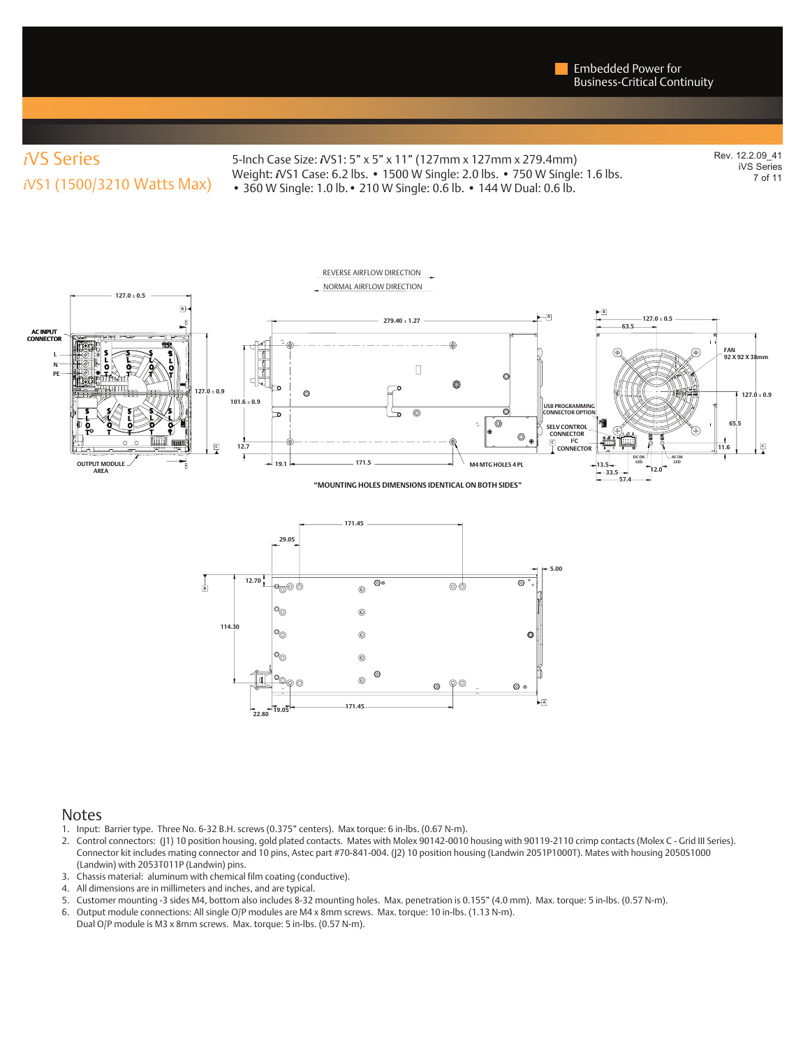Embedded Power for Business-Critical Continuity

# *i*VS Series

## *i*VS1 (1500/3210 Watts Max)

5-Inch Case Size: *i*VS1: 5" x 5" x 11" (127mm x 127mm x 279.4mm)
Weight: *i*VS1 Case: 6.2 lbs. • 1500 W Single: 2.0 lbs. • 750 W Single: 1.6 lbs. • 360 W Single: 1.0 lb. • 210 W Single: 0.6 lb. • 144 W Dual: 0.6 lb.

Rev. 12.2.09_41
iVS Series

REVERSE AIRFLOW DIRECTION
NORMAL AIRFLOW DIRECTION

127.0 ± 0.5
AC INPUT CONNECTOR
L
N
PE
127.0 ± 0.9
OUTPUT MODULE AREA
279.40 ± 1.27
101.6 ± 0.9
12.7
19.1
171.5
M4 MTG HOLES 4 PL
USB PROGRAMMING CONNECTOR OPTION
SELV CONTROL CONNECTOR
I²C CONNECTOR
127.0 ± 0.5
63.5
FAN 92 X 92 X 38mm
127.0 ± 0.9
65.5
11.6
DC OK LED
AC OK LED
13.5
33.5
57.4
12.0

"MOUNTING HOLES DIMENSIONS IDENTICAL ON BOTH SIDES"

171.45
29.05
5.00
12.70
114.30
22.80
19.05
171.45

## Notes

1. Input: Barrier type. Three No. 6-32 B.H. screws (0.375" centers). Max torque: 6 in-lbs. (0.67 N-m).
2. Control connectors: (J1) 10 position housing, gold plated contacts. Mates with Molex 90142-0010 housing with 90119-2110 crimp contacts (Molex C - Grid III Series). Connector kit includes mating connector and 10 pins, Astec part #70-841-004. (J2) 10 position housing (Landwin 2051P1000T). Mates with housing 2050S1000 (Landwin) with 2053T011P (Landwin) pins.
3. Chassis material: aluminum with chemical film coating (conductive).
4. All dimensions are in millimeters and inches, and are typical.
5. Customer mounting -3 sides M4, bottom also includes 8-32 mounting holes. Max. penetration is 0.155" (4.0 mm). Max. torque: 5 in-lbs. (0.57 N-m).
6. Output module connections: All single O/P modules are M4 x 8mm screws. Max. torque: 10 in-lbs. (1.13 N-m).
   Dual O/P module is M3 x 8mm screws. Max. torque: 5 in-lbs. (0.57 N-m).